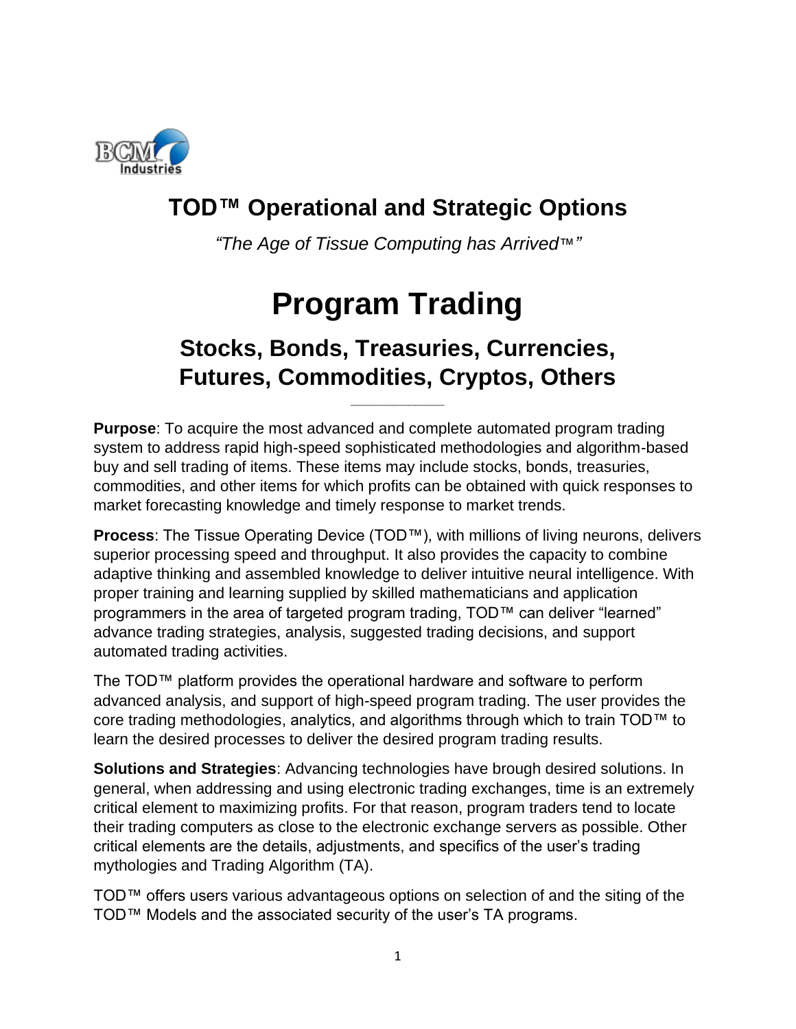# TOD™ Operational and Strategic Options

*"The Age of Tissue Computing has Arrived™"*

# Program Trading

## Stocks, Bonds, Treasuries, Currencies, Futures, Commodities, Cryptos, Others

---

**Purpose**: To acquire the most advanced and complete automated program trading system to address rapid high-speed sophisticated methodologies and algorithm-based buy and sell trading of items. These items may include stocks, bonds, treasuries, commodities, and other items for which profits can be obtained with quick responses to market forecasting knowledge and timely response to market trends.

**Process**: The Tissue Operating Device (TOD™), with millions of living neurons, delivers superior processing speed and throughput. It also provides the capacity to combine adaptive thinking and assembled knowledge to deliver intuitive neural intelligence. With proper training and learning supplied by skilled mathematicians and application programmers in the area of targeted program trading, TOD™ can deliver "learned" advance trading strategies, analysis, suggested trading decisions, and support automated trading activities.

The TOD™ platform provides the operational hardware and software to perform advanced analysis, and support of high-speed program trading. The user provides the core trading methodologies, analytics, and algorithms through which to train TOD™ to learn the desired processes to deliver the desired program trading results.

**Solutions and Strategies**: Advancing technologies have brough desired solutions. In general, when addressing and using electronic trading exchanges, time is an extremely critical element to maximizing profits. For that reason, program traders tend to locate their trading computers as close to the electronic exchange servers as possible. Other critical elements are the details, adjustments, and specifics of the user's trading mythologies and Trading Algorithm (TA).

TOD™ offers users various advantageous options on selection of and the siting of the TOD™ Models and the associated security of the user's TA programs.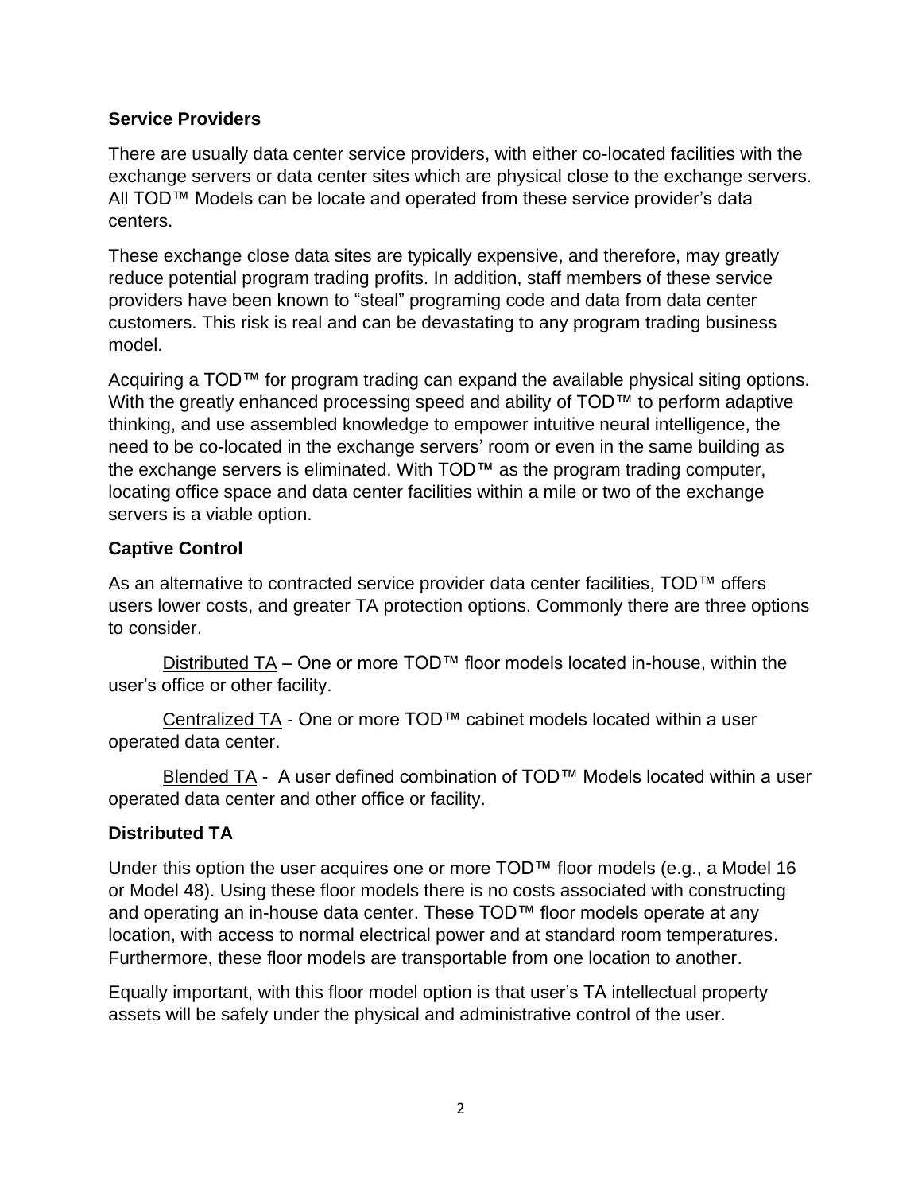**Service Providers**

There are usually data center service providers, with either co-located facilities with the exchange servers or data center sites which are physical close to the exchange servers. All TOD™ Models can be locate and operated from these service provider's data centers.

These exchange close data sites are typically expensive, and therefore, may greatly reduce potential program trading profits. In addition, staff members of these service providers have been known to "steal" programing code and data from data center customers. This risk is real and can be devastating to any program trading business model.

Acquiring a TOD™ for program trading can expand the available physical siting options. With the greatly enhanced processing speed and ability of TOD™ to perform adaptive thinking, and use assembled knowledge to empower intuitive neural intelligence, the need to be co-located in the exchange servers' room or even in the same building as the exchange servers is eliminated. With TOD™ as the program trading computer, locating office space and data center facilities within a mile or two of the exchange servers is a viable option.

**Captive Control**

As an alternative to contracted service provider data center facilities, TOD™ offers users lower costs, and greater TA protection options. Commonly there are three options to consider.

<u>Distributed TA</u> – One or more TOD™ floor models located in-house, within the user's office or other facility.

<u>Centralized TA</u> - One or more TOD™ cabinet models located within a user operated data center.

<u>Blended TA</u> - A user defined combination of TOD™ Models located within a user operated data center and other office or facility.

**Distributed TA**

Under this option the user acquires one or more TOD™ floor models (e.g., a Model 16 or Model 48). Using these floor models there is no costs associated with constructing and operating an in-house data center. These TOD™ floor models operate at any location, with access to normal electrical power and at standard room temperatures. Furthermore, these floor models are transportable from one location to another.

Equally important, with this floor model option is that user's TA intellectual property assets will be safely under the physical and administrative control of the user.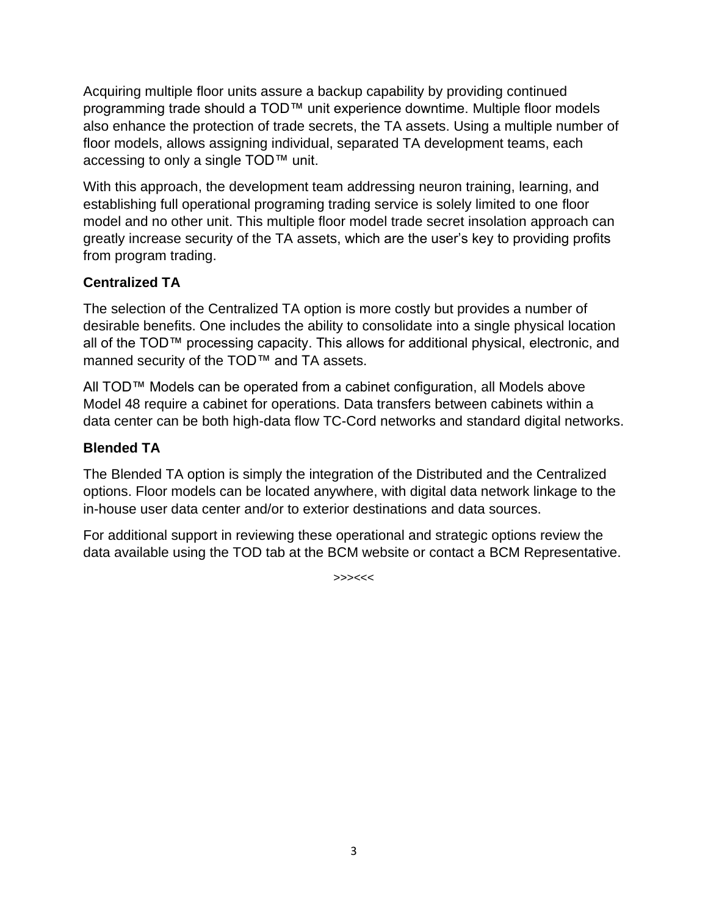Acquiring multiple floor units assure a backup capability by providing continued programming trade should a TOD™ unit experience downtime. Multiple floor models also enhance the protection of trade secrets, the TA assets. Using a multiple number of floor models, allows assigning individual, separated TA development teams, each accessing to only a single TOD™ unit.

With this approach, the development team addressing neuron training, learning, and establishing full operational programing trading service is solely limited to one floor model and no other unit. This multiple floor model trade secret insolation approach can greatly increase security of the TA assets, which are the user's key to providing profits from program trading.

**Centralized TA**

The selection of the Centralized TA option is more costly but provides a number of desirable benefits. One includes the ability to consolidate into a single physical location all of the TOD™ processing capacity. This allows for additional physical, electronic, and manned security of the TOD™ and TA assets.

All TOD™ Models can be operated from a cabinet configuration, all Models above Model 48 require a cabinet for operations. Data transfers between cabinets within a data center can be both high-data flow TC-Cord networks and standard digital networks.

**Blended TA**

The Blended TA option is simply the integration of the Distributed and the Centralized options. Floor models can be located anywhere, with digital data network linkage to the in-house user data center and/or to exterior destinations and data sources.

For additional support in reviewing these operational and strategic options review the data available using the TOD tab at the BCM website or contact a BCM Representative.

>>><<<